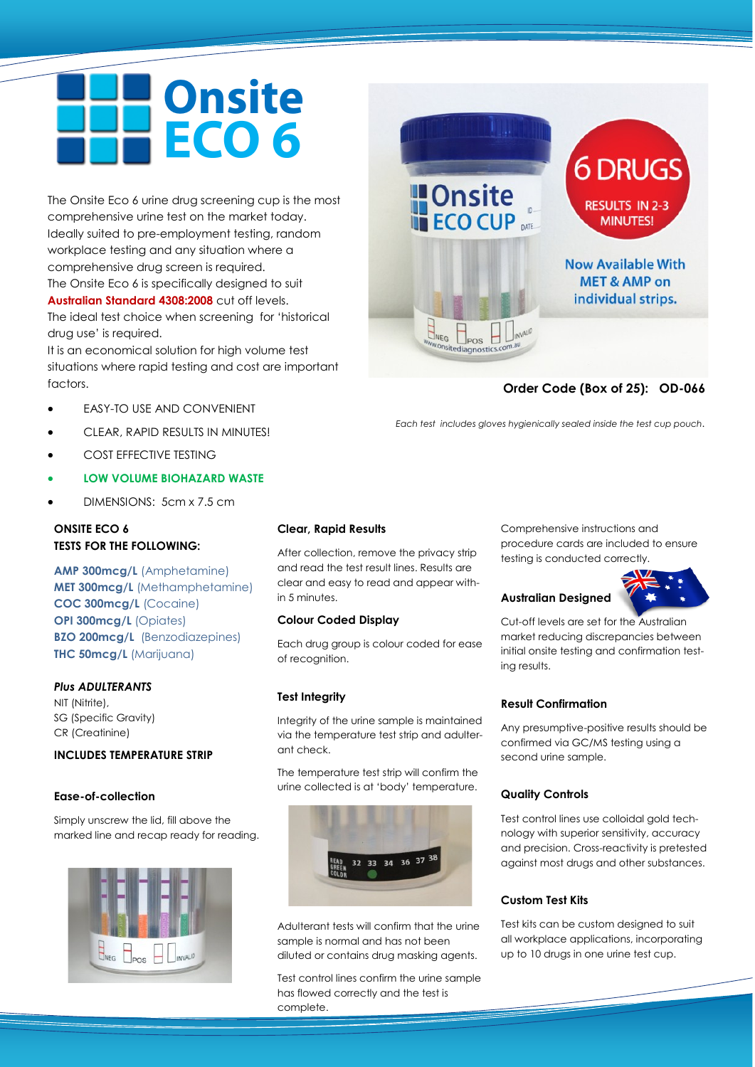# Onsite ECO 6

The Onsite Eco 6 urine drug screening cup is the most comprehensive urine test on the market today. Ideally suited to pre-employment testing, random workplace testing and any situation where a comprehensive drug screen is required.
The Onsite Eco 6 is specifically designed to suit **Australian Standard 4308:2008** cut off levels.
The ideal test choice when screening for 'historical drug use' is required.
It is an economical solution for high volume test situations where rapid testing and cost are important factors.

- EASY-TO USE AND CONVENIENT
- CLEAR, RAPID RESULTS IN MINUTES!
- COST EFFECTIVE TESTING
- **LOW VOLUME BIOHAZARD WASTE**
- DIMENSIONS: 5cm x 7.5 cm

6 DRUGS
RESULTS IN 2-3 MINUTES!

Now Available With MET & AMP on individual strips.

**Order Code (Box of 25): OD-066**

*Each test includes gloves hygienically sealed inside the test cup pouch.*

**ONSITE ECO 6**
**TESTS FOR THE FOLLOWING:**

**AMP 300mcg/L** (Amphetamine)
**MET 300mcg/L** (Methamphetamine)
**COC 300mcg/L** (Cocaine)
**OPI 300mcg/L** (Opiates)
**BZO 200mcg/L** (Benzodiazepines)
**THC 50mcg/L** (Marijuana)

***Plus ADULTERANTS***
NIT (Nitrite),
SG (Specific Gravity)
CR (Creatinine)

**INCLUDES TEMPERATURE STRIP**

### Ease-of-collection

Simply unscrew the lid, fill above the marked line and recap ready for reading.

### Clear, Rapid Results

After collection, remove the privacy strip and read the test result lines. Results are clear and easy to read and appear within 5 minutes.

### Colour Coded Display

Each drug group is colour coded for ease of recognition.

### Test Integrity

Integrity of the urine sample is maintained via the temperature test strip and adulterant check.

The temperature test strip will confirm the urine collected is at 'body' temperature.

Adulterant tests will confirm that the urine sample is normal and has not been diluted or contains drug masking agents.

Test control lines confirm the urine sample has flowed correctly and the test is complete.

Comprehensive instructions and procedure cards are included to ensure testing is conducted correctly.

### Australian Designed

Cut-off levels are set for the Australian market reducing discrepancies between initial onsite testing and confirmation testing results.

### Result Confirmation

Any presumptive-positive results should be confirmed via GC/MS testing using a second urine sample.

### Quality Controls

Test control lines use colloidal gold technology with superior sensitivity, accuracy and precision. Cross-reactivity is pretested against most drugs and other substances.

### Custom Test Kits

Test kits can be custom designed to suit all workplace applications, incorporating up to 10 drugs in one urine test cup.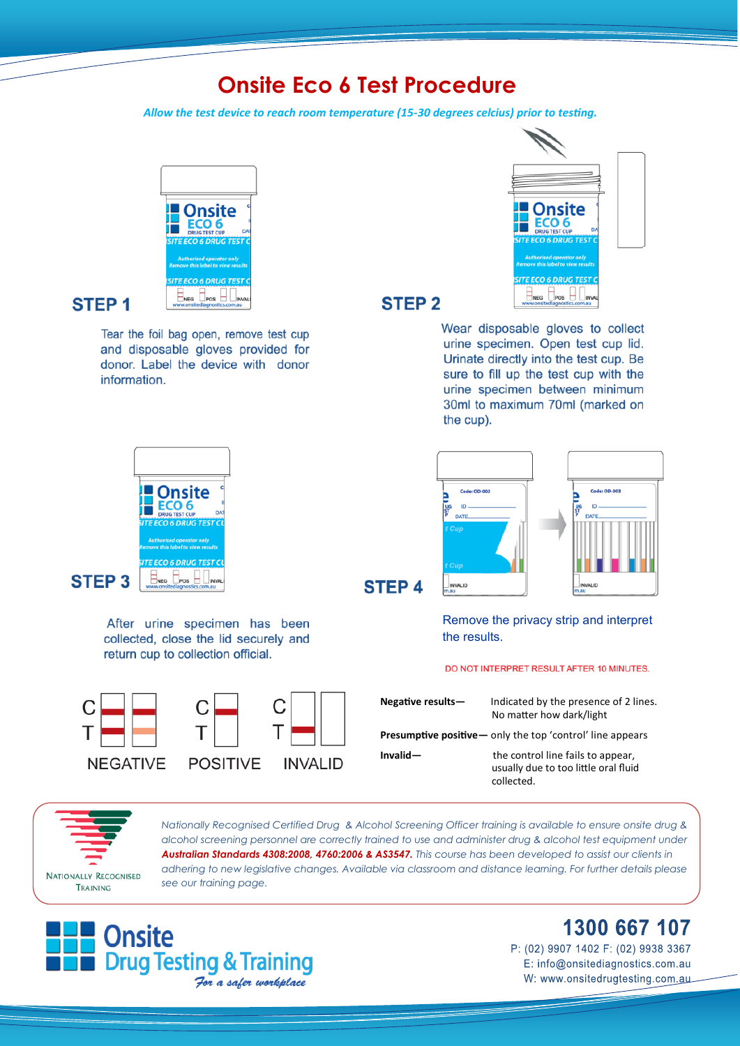# Onsite Eco 6 Test Procedure

*Allow the test device to reach room temperature (15-30 degrees celcius) prior to testing.*

## STEP 1

Tear the foil bag open, remove test cup and disposable gloves provided for donor. Label the device with donor information.

## STEP 2

Wear disposable gloves to collect urine specimen. Open test cup lid. Urinate directly into the test cup. Be sure to fill up the test cup with the urine specimen between minimum 30ml to maximum 70ml (marked on the cup).

## STEP 3

After urine specimen has been collected, close the lid securely and return cup to collection official.

## STEP 4

Remove the privacy strip and interpret the results.

DO NOT INTERPRET RESULT AFTER 10 MINUTES.

NEGATIVE POSITIVE INVALID

**Negative results—** Indicated by the presence of 2 lines. No matter how dark/light

**Presumptive positive—** only the top 'control' line appears

**Invalid—** the control line fails to appear, usually due to too little oral fluid collected.

NATIONALLY RECOGNISED TRAINING

*Nationally Recognised Certified Drug & Alcohol Screening Officer training is available to ensure onsite drug & alcohol screening personnel are correctly trained to use and administer drug & alcohol test equipment under* ***Australian Standards 4308:2008, 4760:2006 & AS3547.*** *This course has been developed to assist our clients in adhering to new legislative changes. Available via classroom and distance learning. For further details please see our training page.*

Onsite Drug Testing & Training
*For a safer workplace*

**1300 667 107**

P: (02) 9907 1402 F: (02) 9938 3367
E: info@onsitediagnostics.com.au
W: www.onsitedrugtesting.com.au